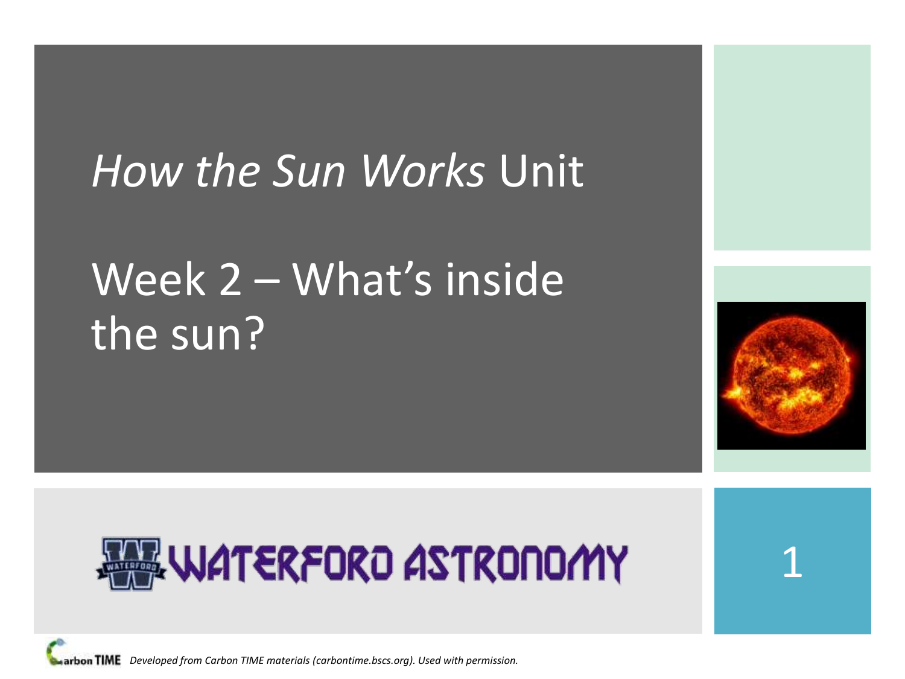# *How the Sun Works* Unit

## Week 2 – What's inside the sun?

WATERFORD ASTRONOMY

*Developed from Carbon TIME materials (carbontime.bscs.org). Used with permission.*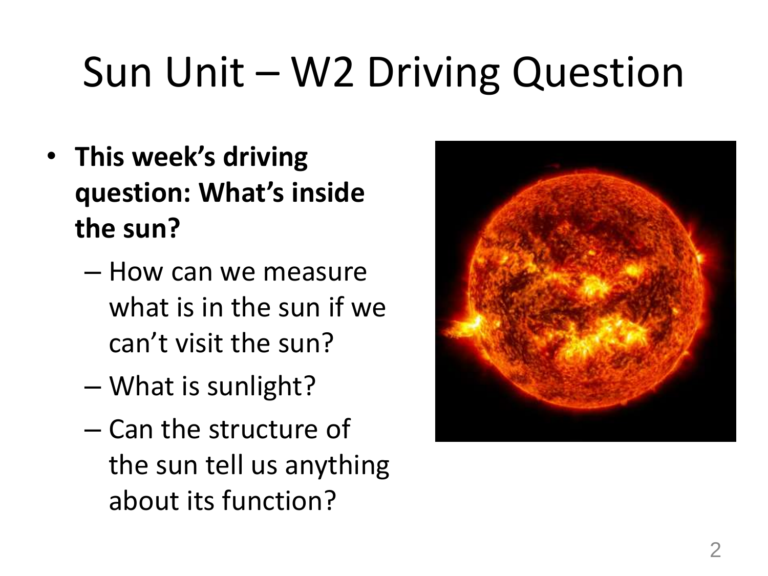# Sun Unit – W2 Driving Question

- **This week's driving question: What's inside the sun?**
  - How can we measure what is in the sun if we can't visit the sun?
  - What is sunlight?
  - Can the structure of the sun tell us anything about its function?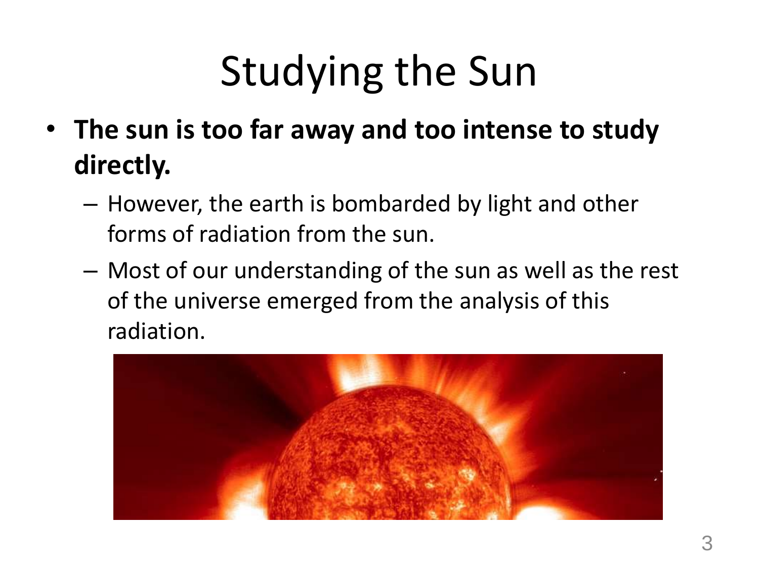# Studying the Sun

- **The sun is too far away and too intense to study directly.**
  - However, the earth is bombarded by light and other forms of radiation from the sun.
  - Most of our understanding of the sun as well as the rest of the universe emerged from the analysis of this radiation.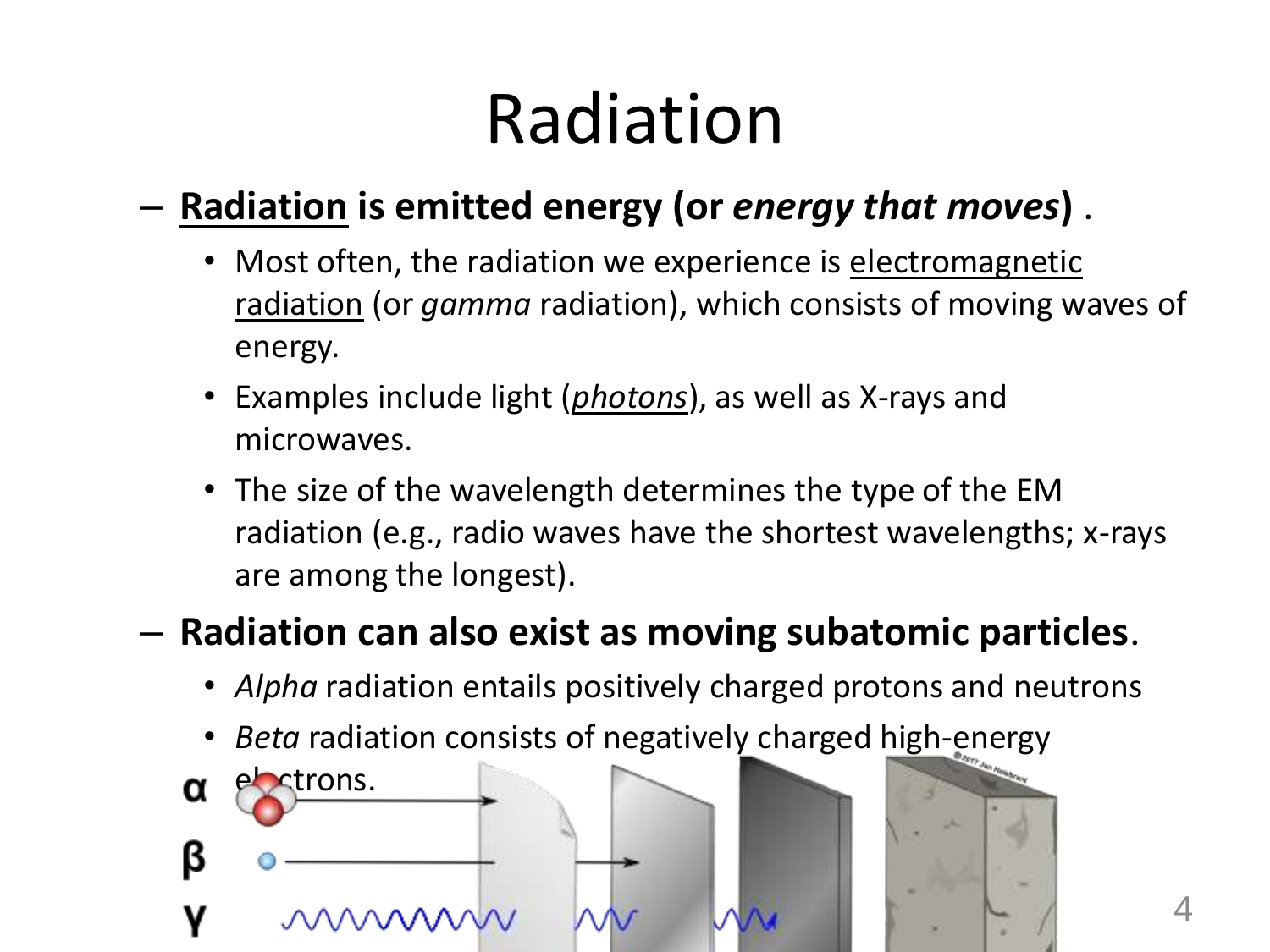# Radiation

- **<u>Radiation</u> is emitted energy (or *energy that moves*)** .
  - Most often, the radiation we experience is <u>electromagnetic radiation</u> (or *gamma* radiation), which consists of moving waves of energy.
  - Examples include light (<u>*photons*</u>), as well as X-rays and microwaves.
  - The size of the wavelength determines the type of the EM radiation (e.g., radio waves have the shortest wavelengths; x-rays are among the longest).
- **Radiation can also exist as moving subatomic particles**.
  - *Alpha* radiation entails positively charged protons and neutrons
  - *Beta* radiation consists of negatively charged high-energy electrons.

α

β

γ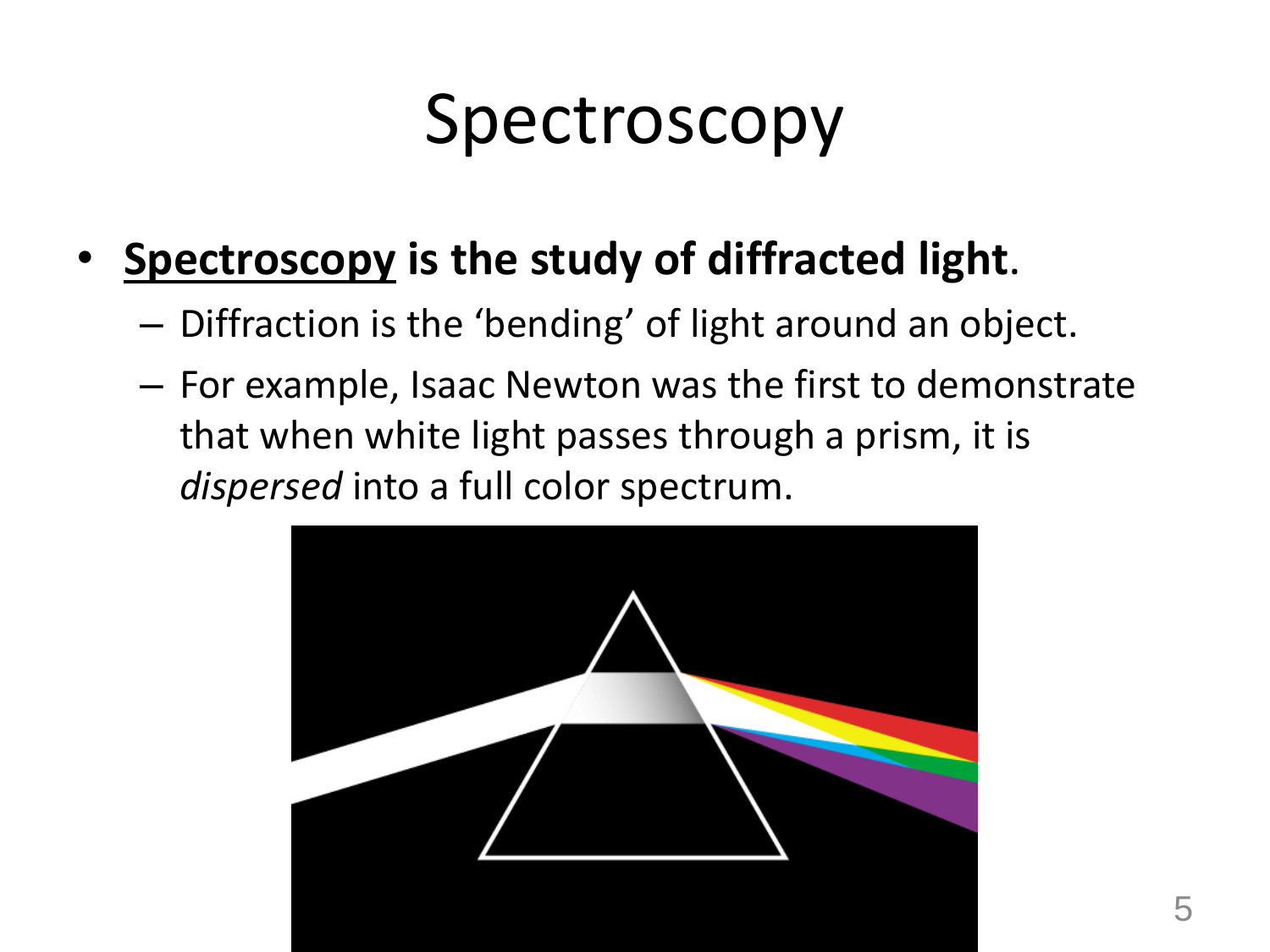# Spectroscopy

- **<u>Spectroscopy</u> is the study of diffracted light**.
  - Diffraction is the 'bending' of light around an object.
  - For example, Isaac Newton was the first to demonstrate that when white light passes through a prism, it is *dispersed* into a full color spectrum.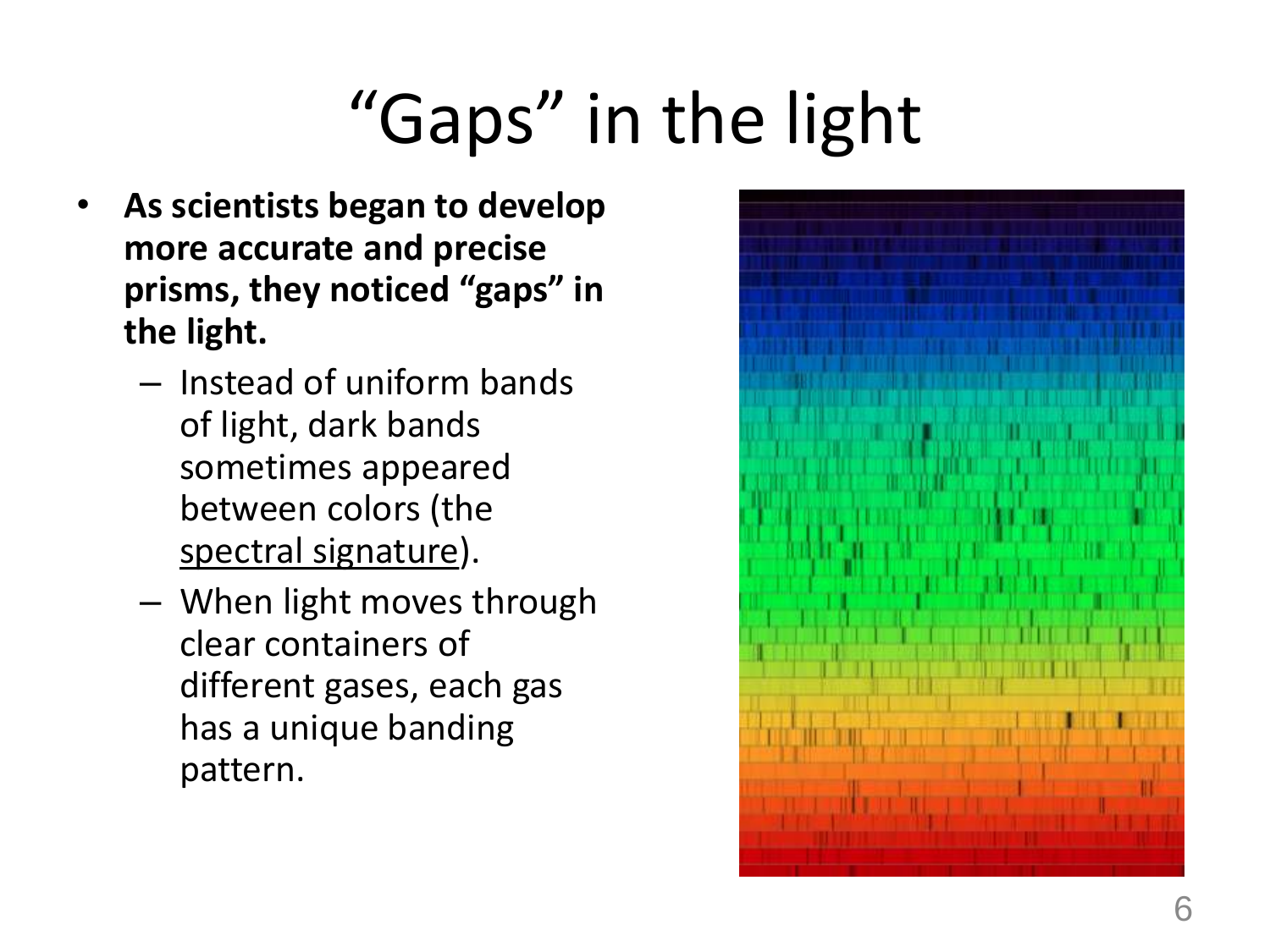# "Gaps" in the light

- **As scientists began to develop more accurate and precise prisms, they noticed "gaps" in the light.**
  - Instead of uniform bands of light, dark bands sometimes appeared between colors (the <u>spectral signature</u>).
  - When light moves through clear containers of different gases, each gas has a unique banding pattern.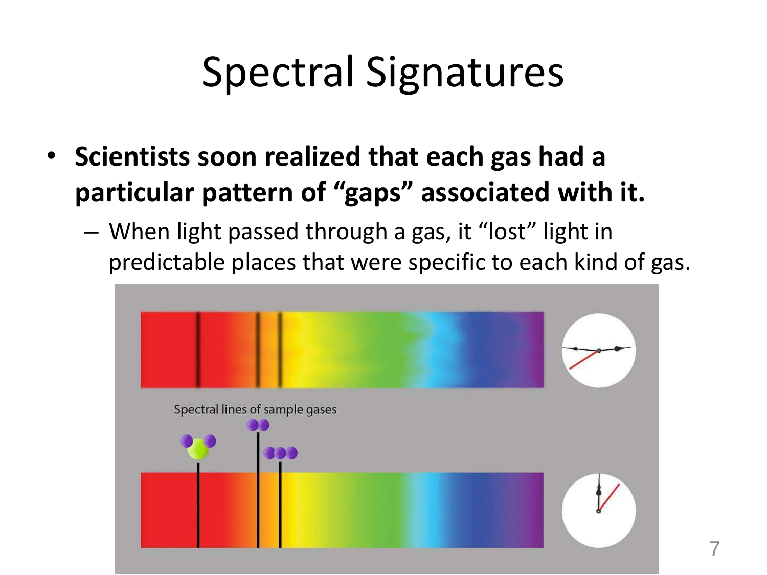# Spectral Signatures

- **Scientists soon realized that each gas had a particular pattern of "gaps" associated with it.**
  - When light passed through a gas, it "lost" light in predictable places that were specific to each kind of gas.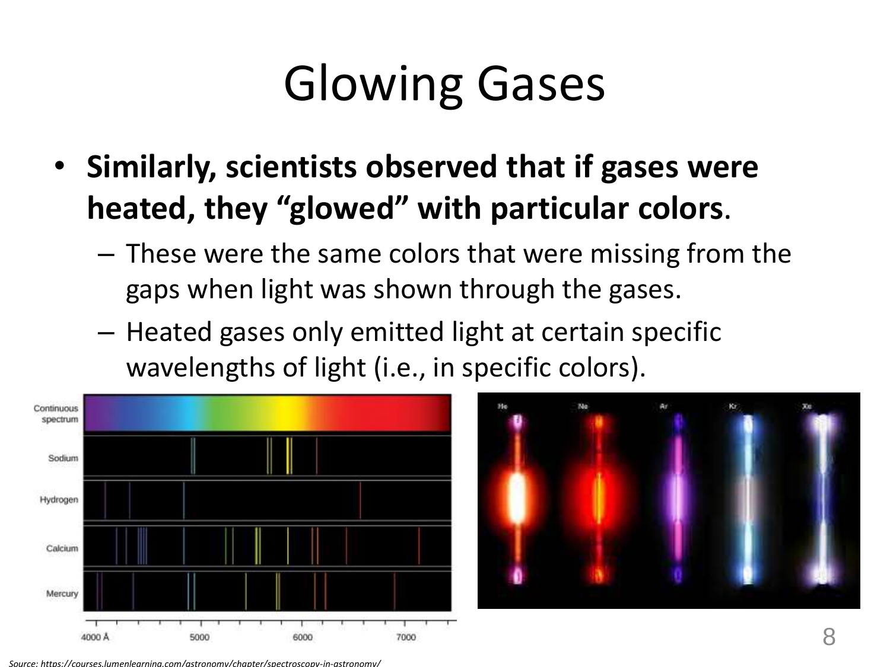# Glowing Gases

- **Similarly, scientists observed that if gases were heated, they "glowed" with particular colors**.
  - These were the same colors that were missing from the gaps when light was shown through the gases.
  - Heated gases only emitted light at certain specific wavelengths of light (i.e., in specific colors).

*Source: https://courses.lumenlearning.com/astronomy/chapter/spectroscopy-in-astronomy/*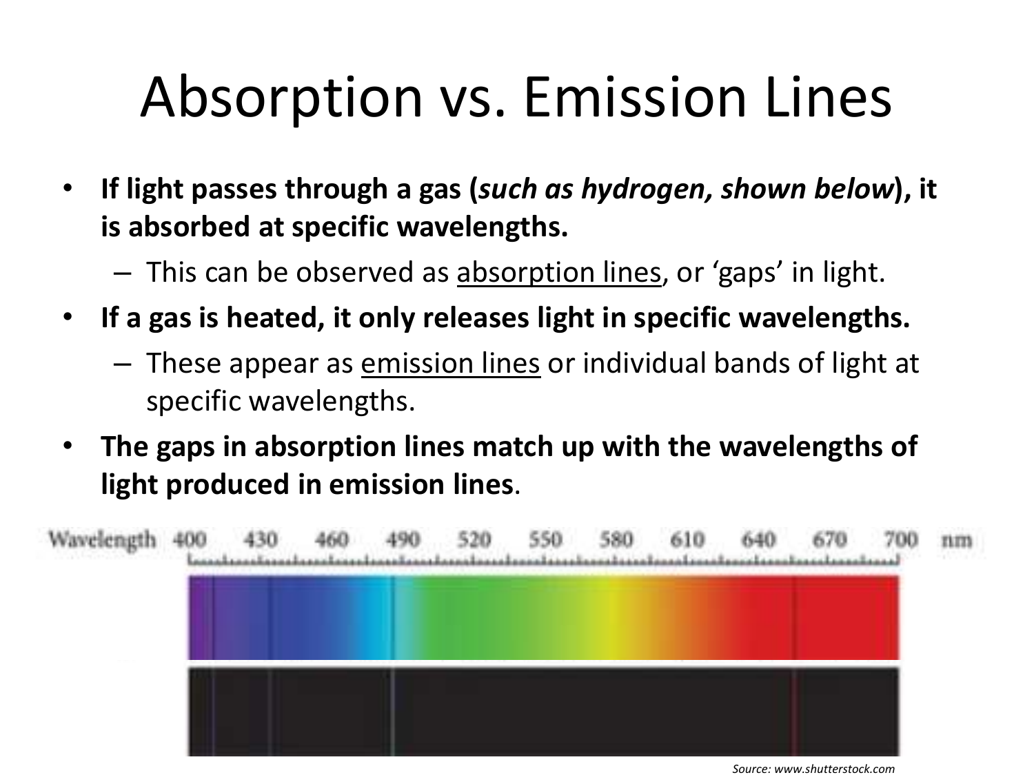# Absorption vs. Emission Lines

- **If light passes through a gas (*such as hydrogen, shown below*), it is absorbed at specific wavelengths.**
  - This can be observed as absorption lines, or 'gaps' in light.
- **If a gas is heated, it only releases light in specific wavelengths.**
  - These appear as emission lines or individual bands of light at specific wavelengths.
- **The gaps in absorption lines match up with the wavelengths of light produced in emission lines**.

Wavelength 400 430 460 490 520 550 580 610 640 670 700 nm

*Source: www.shutterstock.com*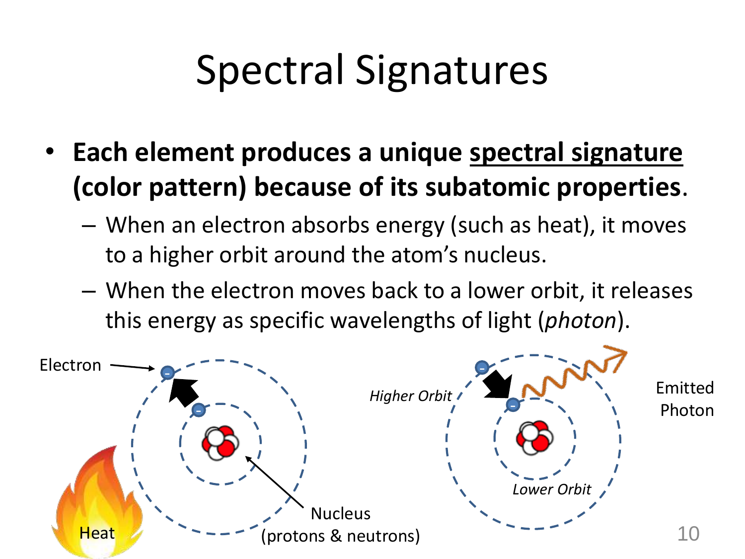# Spectral Signatures

- **Each element produces a unique <u>spectral signature</u> (color pattern) because of its subatomic properties**.
  - When an electron absorbs energy (such as heat), it moves to a higher orbit around the atom's nucleus.
  - When the electron moves back to a lower orbit, it releases this energy as specific wavelengths of light (*photon*).

Electron

Nucleus (protons & neutrons)

Heat

*Higher Orbit*

*Lower Orbit*

Emitted Photon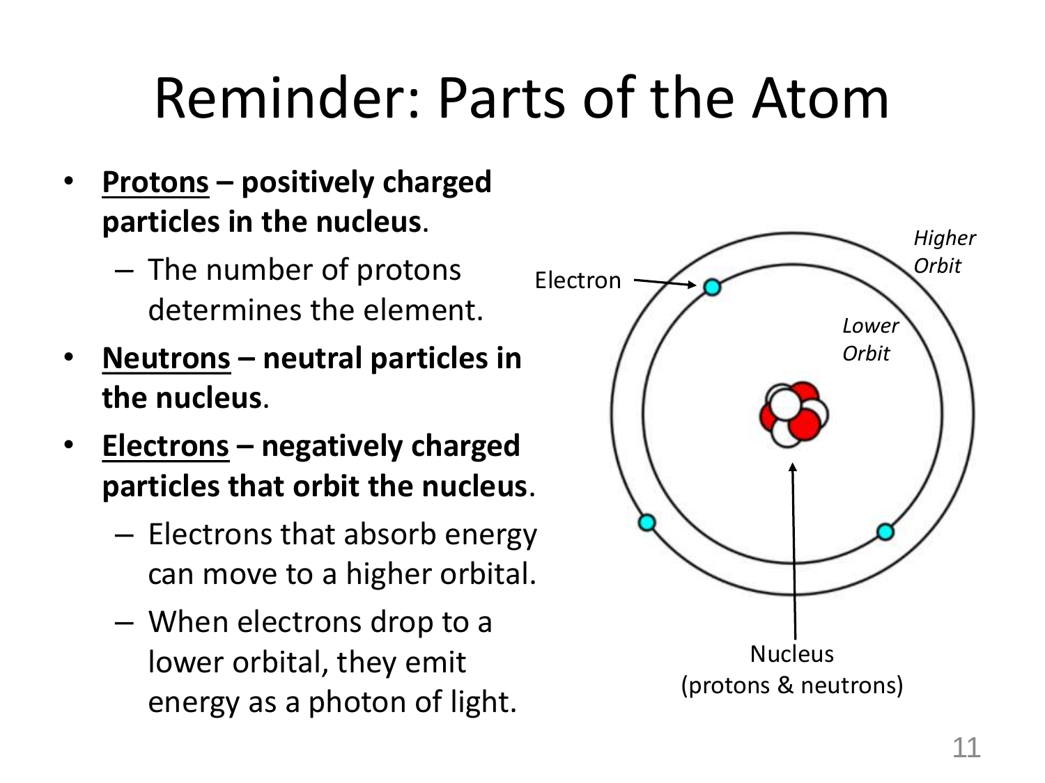# Reminder: Parts of the Atom

- **<u>Protons</u> – positively charged particles in the nucleus**.
  - The number of protons determines the element.
- **<u>Neutrons</u> – neutral particles in the nucleus**.
- **<u>Electrons</u> – negatively charged particles that orbit the nucleus**.
  - Electrons that absorb energy can move to a higher orbital.
  - When electrons drop to a lower orbital, they emit energy as a photon of light.

Electron

*Higher Orbit*

*Lower Orbit*

Nucleus (protons & neutrons)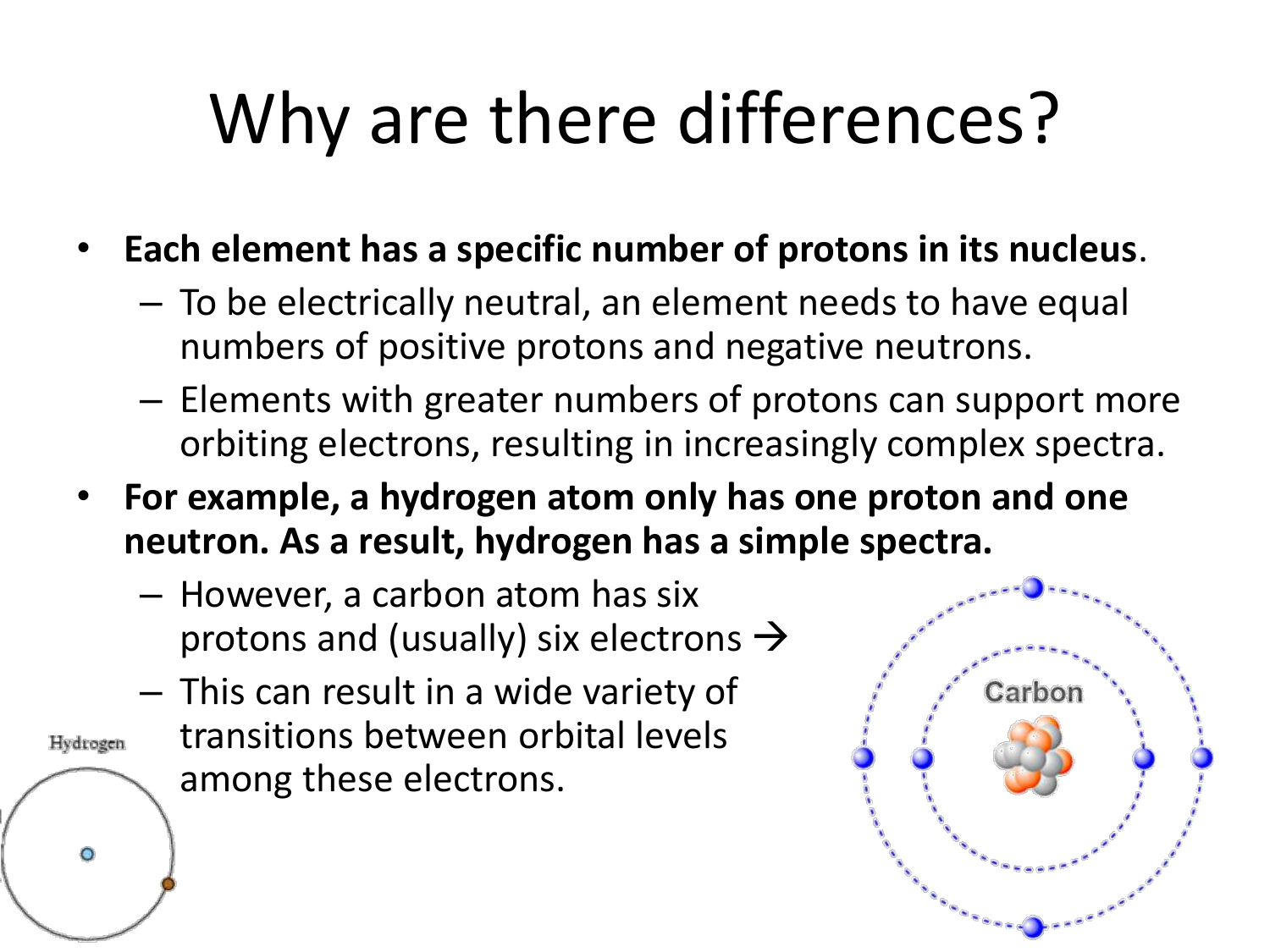# Why are there differences?

- **Each element has a specific number of protons in its nucleus**.
  - To be electrically neutral, an element needs to have equal numbers of positive protons and negative neutrons.
  - Elements with greater numbers of protons can support more orbiting electrons, resulting in increasingly complex spectra.
- **For example, a hydrogen atom only has one proton and one neutron. As a result, hydrogen has a simple spectra.**
  - However, a carbon atom has six protons and (usually) six electrons →
  - This can result in a wide variety of transitions between orbital levels among these electrons.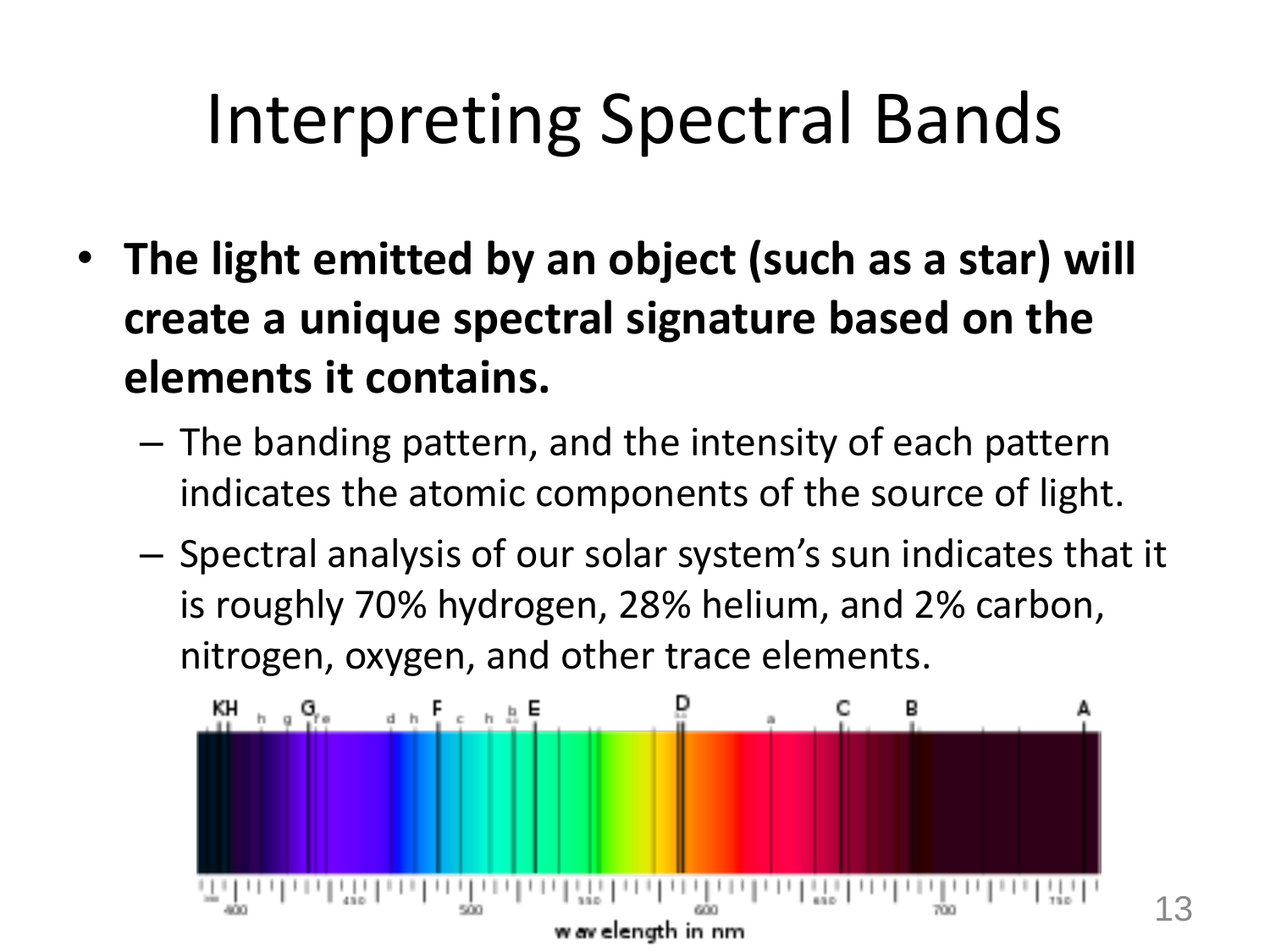# Interpreting Spectral Bands

- **The light emitted by an object (such as a star) will create a unique spectral signature based on the elements it contains.**
  - The banding pattern, and the intensity of each pattern indicates the atomic components of the source of light.
  - Spectral analysis of our solar system's sun indicates that it is roughly 70% hydrogen, 28% helium, and 2% carbon, nitrogen, oxygen, and other trace elements.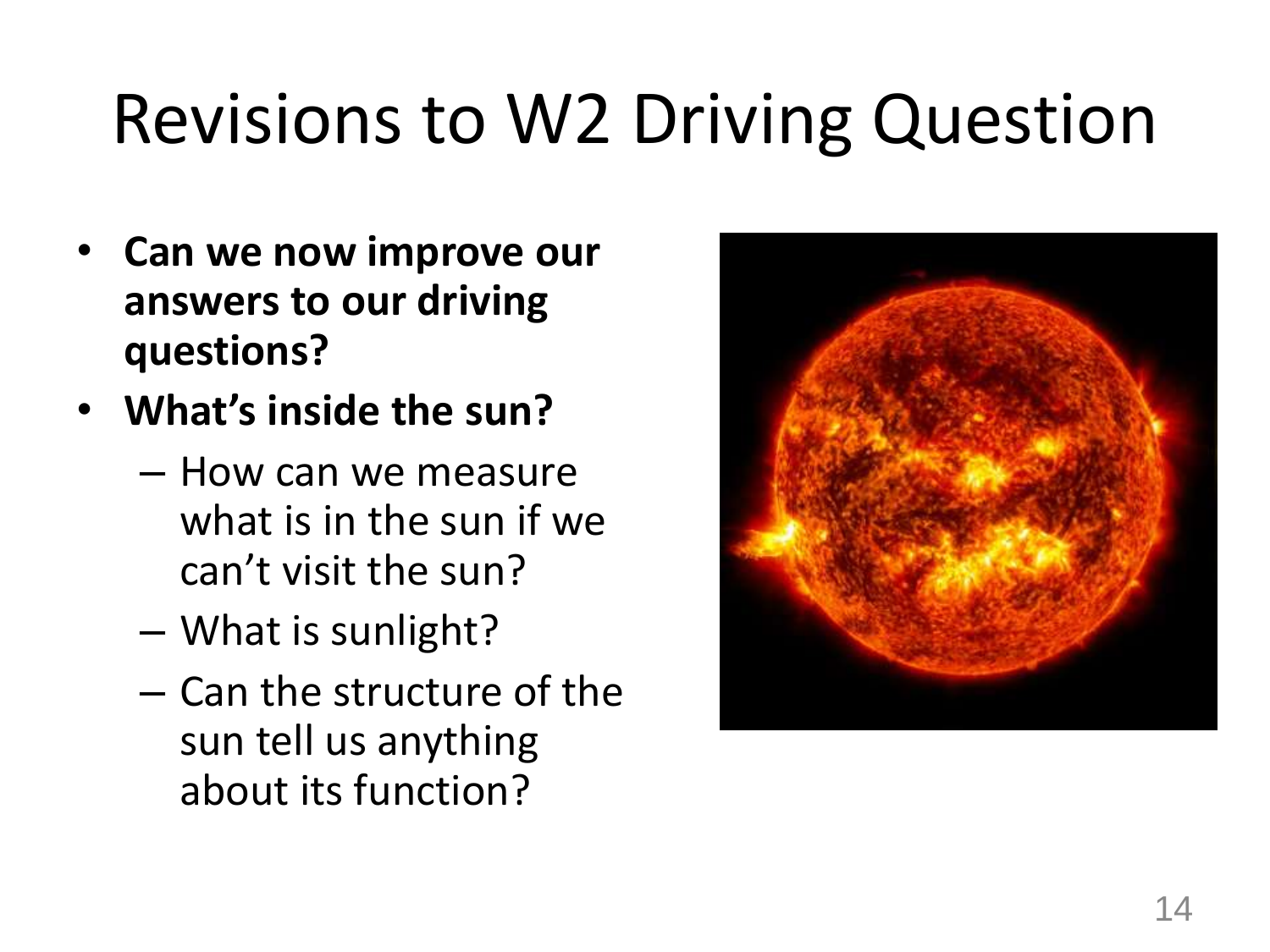# Revisions to W2 Driving Question

- **Can we now improve our answers to our driving questions?**
- **What's inside the sun?**
  - How can we measure what is in the sun if we can't visit the sun?
  - What is sunlight?
  - Can the structure of the sun tell us anything about its function?